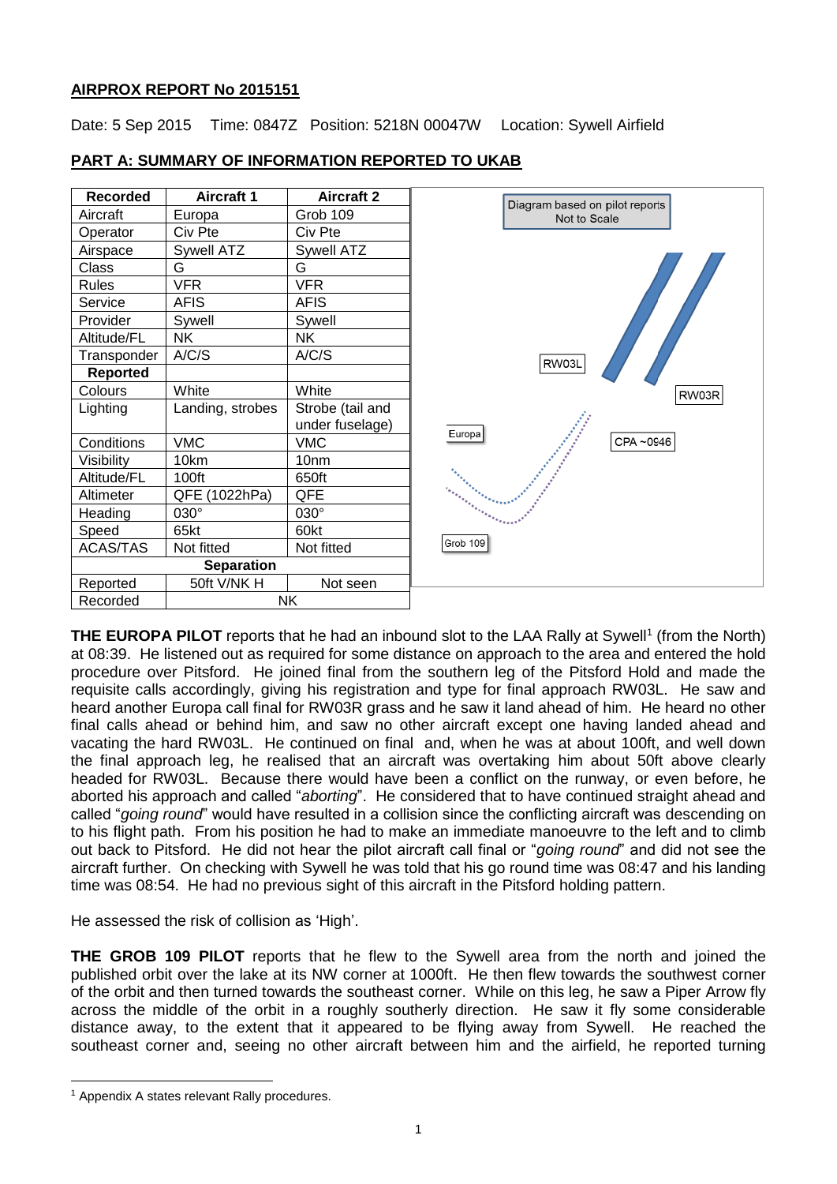**AIRPROX REPORT No 2015151**

Date: 5 Sep 2015 Time: 0847Z Position: 5218N 00047W Location: Sywell Airfield

**PART A: SUMMARY OF INFORMATION REPORTED TO UKAB**

| Recorded | Aircraft 1 | Aircraft 2 |
|---|---|---|
| Aircraft | Europa | Grob 109 |
| Operator | Civ Pte | Civ Pte |
| Airspace | Sywell ATZ | Sywell ATZ |
| Class | G | G |
| Rules | VFR | VFR |
| Service | AFIS | AFIS |
| Provider | Sywell | Sywell |
| Altitude/FL | NK | NK |
| Transponder | A/C/S | A/C/S |
| **Reported** | | |
| Colours | White | White |
| Lighting | Landing, strobes | Strobe (tail and under fuselage) |
| Conditions | VMC | VMC |
| Visibility | 10km | 10nm |
| Altitude/FL | 100ft | 650ft |
| Altimeter | QFE (1022hPa) | QFE |
| Heading | 030° | 030° |
| Speed | 65kt | 60kt |
| ACAS/TAS | Not fitted | Not fitted |
| **Separation** | | |
| Reported | 50ft V/NK H | Not seen |
| Recorded | NK | |

Diagram based on pilot reports
Not to Scale

RW03L RW03R Europa CPA ~0846 Grob 109

**THE EUROPA PILOT** reports that he had an inbound slot to the LAA Rally at Sywell[1] (from the North) at 08:39. He listened out as required for some distance on approach to the area and entered the hold procedure over Pitsford. He joined final from the southern leg of the Pitsford Hold and made the requisite calls accordingly, giving his registration and type for final approach RW03L. He saw and heard another Europa call final for RW03R grass and he saw it land ahead of him. He heard no other final calls ahead or behind him, and saw no other aircraft except one having landed ahead and vacating the hard RW03L. He continued on final and, when he was at about 100ft, and well down the final approach leg, he realised that an aircraft was overtaking him about 50ft above clearly headed for RW03L. Because there would have been a conflict on the runway, or even before, he aborted his approach and called "*aborting*". He considered that to have continued straight ahead and called "*going round*" would have resulted in a collision since the conflicting aircraft was descending on to his flight path. From his position he had to make an immediate manoeuvre to the left and to climb out back to Pitsford. He did not hear the pilot aircraft call final or "*going round*" and did not see the aircraft further. On checking with Sywell he was told that his go round time was 08:47 and his landing time was 08:54. He had no previous sight of this aircraft in the Pitsford holding pattern.

He assessed the risk of collision as 'High'.

**THE GROB 109 PILOT** reports that he flew to the Sywell area from the north and joined the published orbit over the lake at its NW corner at 1000ft. He then flew towards the southwest corner of the orbit and then turned towards the southeast corner. While on this leg, he saw a Piper Arrow fly across the middle of the orbit in a roughly southerly direction. He saw it fly some considerable distance away, to the extent that it appeared to be flying away from Sywell. He reached the southeast corner and, seeing no other aircraft between him and the airfield, he reported turning

[1] Appendix A states relevant Rally procedures.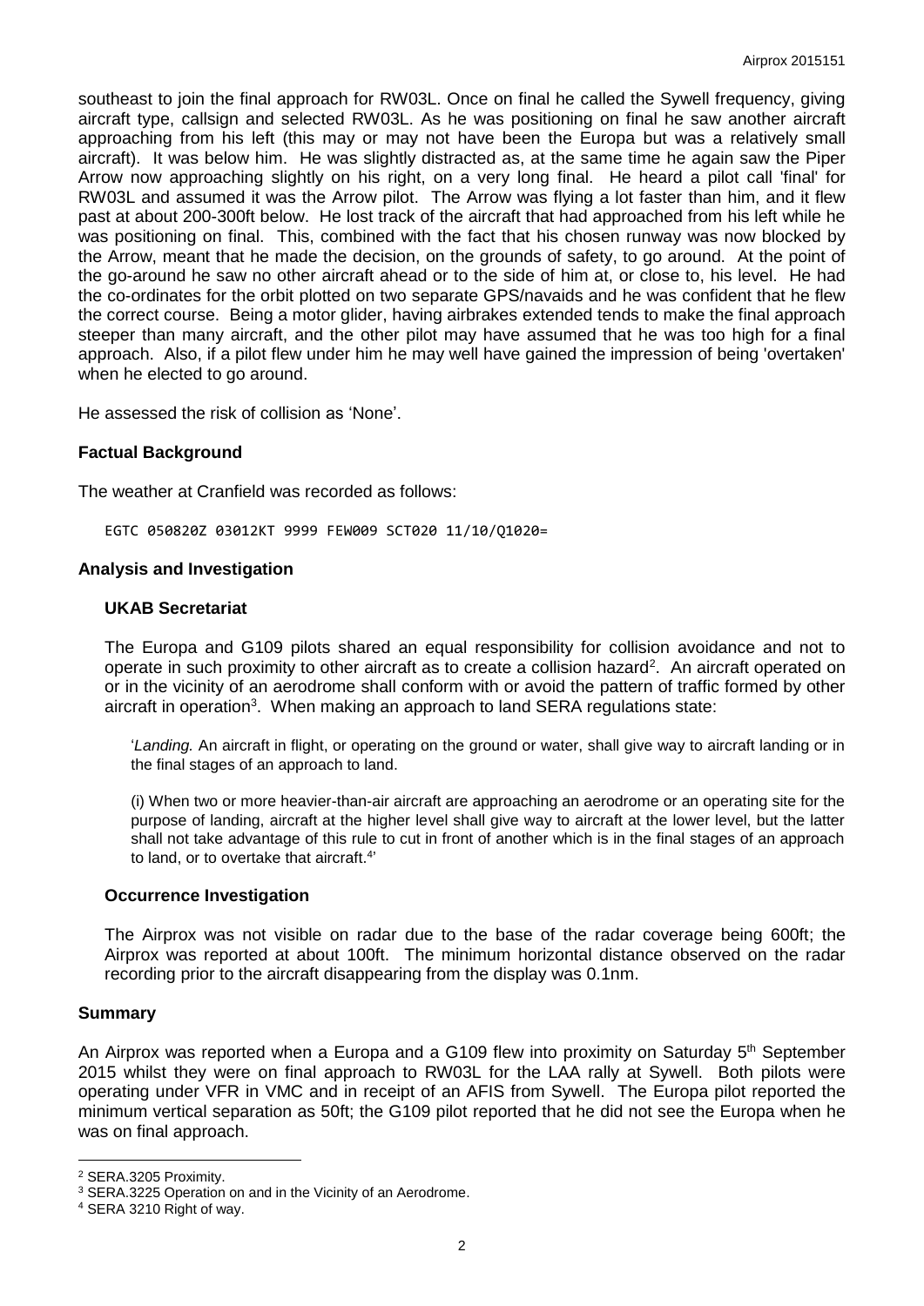southeast to join the final approach for RW03L. Once on final he called the Sywell frequency, giving aircraft type, callsign and selected RW03L. As he was positioning on final he saw another aircraft approaching from his left (this may or may not have been the Europa but was a relatively small aircraft). It was below him. He was slightly distracted as, at the same time he again saw the Piper Arrow now approaching slightly on his right, on a very long final. He heard a pilot call 'final' for RW03L and assumed it was the Arrow pilot. The Arrow was flying a lot faster than him, and it flew past at about 200-300ft below. He lost track of the aircraft that had approached from his left while he was positioning on final. This, combined with the fact that his chosen runway was now blocked by the Arrow, meant that he made the decision, on the grounds of safety, to go around. At the point of the go-around he saw no other aircraft ahead or to the side of him at, or close to, his level. He had the co-ordinates for the orbit plotted on two separate GPS/navaids and he was confident that he flew the correct course. Being a motor glider, having airbrakes extended tends to make the final approach steeper than many aircraft, and the other pilot may have assumed that he was too high for a final approach. Also, if a pilot flew under him he may well have gained the impression of being 'overtaken' when he elected to go around.

He assessed the risk of collision as 'None'.

## Factual Background

The weather at Cranfield was recorded as follows:

```
EGTC 050820Z 03012KT 9999 FEW009 SCT020 11/10/Q1020=
```

## Analysis and Investigation

### UKAB Secretariat

The Europa and G109 pilots shared an equal responsibility for collision avoidance and not to operate in such proximity to other aircraft as to create a collision hazard[2]. An aircraft operated on or in the vicinity of an aerodrome shall conform with or avoid the pattern of traffic formed by other aircraft in operation[3]. When making an approach to land SERA regulations state:

> '*Landing.* An aircraft in flight, or operating on the ground or water, shall give way to aircraft landing or in the final stages of an approach to land.
>
> (i) When two or more heavier-than-air aircraft are approaching an aerodrome or an operating site for the purpose of landing, aircraft at the higher level shall give way to aircraft at the lower level, but the latter shall not take advantage of this rule to cut in front of another which is in the final stages of an approach to land, or to overtake that aircraft.[4]'

### Occurrence Investigation

The Airprox was not visible on radar due to the base of the radar coverage being 600ft; the Airprox was reported at about 100ft. The minimum horizontal distance observed on the radar recording prior to the aircraft disappearing from the display was 0.1nm.

## Summary

An Airprox was reported when a Europa and a G109 flew into proximity on Saturday 5th September 2015 whilst they were on final approach to RW03L for the LAA rally at Sywell. Both pilots were operating under VFR in VMC and in receipt of an AFIS from Sywell. The Europa pilot reported the minimum vertical separation as 50ft; the G109 pilot reported that he did not see the Europa when he was on final approach.

---

[2] SERA.3205 Proximity.

[3] SERA.3225 Operation on and in the Vicinity of an Aerodrome.

[4] SERA 3210 Right of way.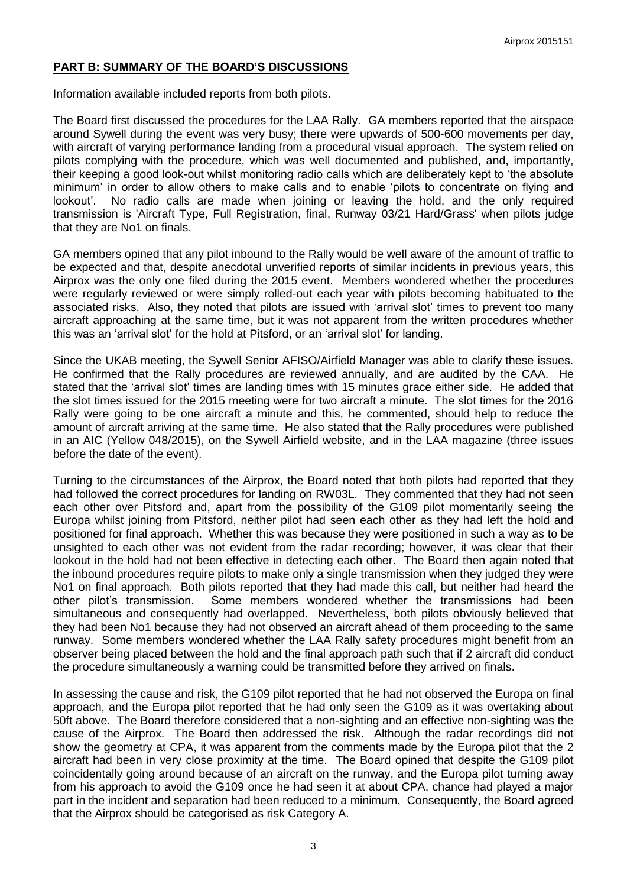## PART B: SUMMARY OF THE BOARD'S DISCUSSIONS

Information available included reports from both pilots.

The Board first discussed the procedures for the LAA Rally. GA members reported that the airspace around Sywell during the event was very busy; there were upwards of 500-600 movements per day, with aircraft of varying performance landing from a procedural visual approach. The system relied on pilots complying with the procedure, which was well documented and published, and, importantly, their keeping a good look-out whilst monitoring radio calls which are deliberately kept to 'the absolute minimum' in order to allow others to make calls and to enable 'pilots to concentrate on flying and lookout'. No radio calls are made when joining or leaving the hold, and the only required transmission is 'Aircraft Type, Full Registration, final, Runway 03/21 Hard/Grass' when pilots judge that they are No1 on finals.

GA members opined that any pilot inbound to the Rally would be well aware of the amount of traffic to be expected and that, despite anecdotal unverified reports of similar incidents in previous years, this Airprox was the only one filed during the 2015 event. Members wondered whether the procedures were regularly reviewed or were simply rolled-out each year with pilots becoming habituated to the associated risks. Also, they noted that pilots are issued with 'arrival slot' times to prevent too many aircraft approaching at the same time, but it was not apparent from the written procedures whether this was an 'arrival slot' for the hold at Pitsford, or an 'arrival slot' for landing.

Since the UKAB meeting, the Sywell Senior AFISO/Airfield Manager was able to clarify these issues. He confirmed that the Rally procedures are reviewed annually, and are audited by the CAA. He stated that the 'arrival slot' times are <u>landing</u> times with 15 minutes grace either side. He added that the slot times issued for the 2015 meeting were for two aircraft a minute. The slot times for the 2016 Rally were going to be one aircraft a minute and this, he commented, should help to reduce the amount of aircraft arriving at the same time. He also stated that the Rally procedures were published in an AIC (Yellow 048/2015), on the Sywell Airfield website, and in the LAA magazine (three issues before the date of the event).

Turning to the circumstances of the Airprox, the Board noted that both pilots had reported that they had followed the correct procedures for landing on RW03L. They commented that they had not seen each other over Pitsford and, apart from the possibility of the G109 pilot momentarily seeing the Europa whilst joining from Pitsford, neither pilot had seen each other as they had left the hold and positioned for final approach. Whether this was because they were positioned in such a way as to be unsighted to each other was not evident from the radar recording; however, it was clear that their lookout in the hold had not been effective in detecting each other. The Board then again noted that the inbound procedures require pilots to make only a single transmission when they judged they were No1 on final approach. Both pilots reported that they had made this call, but neither had heard the other pilot's transmission. Some members wondered whether the transmissions had been simultaneous and consequently had overlapped. Nevertheless, both pilots obviously believed that they had been No1 because they had not observed an aircraft ahead of them proceeding to the same runway. Some members wondered whether the LAA Rally safety procedures might benefit from an observer being placed between the hold and the final approach path such that if 2 aircraft did conduct the procedure simultaneously a warning could be transmitted before they arrived on finals.

In assessing the cause and risk, the G109 pilot reported that he had not observed the Europa on final approach, and the Europa pilot reported that he had only seen the G109 as it was overtaking about 50ft above. The Board therefore considered that a non-sighting and an effective non-sighting was the cause of the Airprox. The Board then addressed the risk. Although the radar recordings did not show the geometry at CPA, it was apparent from the comments made by the Europa pilot that the 2 aircraft had been in very close proximity at the time. The Board opined that despite the G109 pilot coincidentally going around because of an aircraft on the runway, and the Europa pilot turning away from his approach to avoid the G109 once he had seen it at about CPA, chance had played a major part in the incident and separation had been reduced to a minimum. Consequently, the Board agreed that the Airprox should be categorised as risk Category A.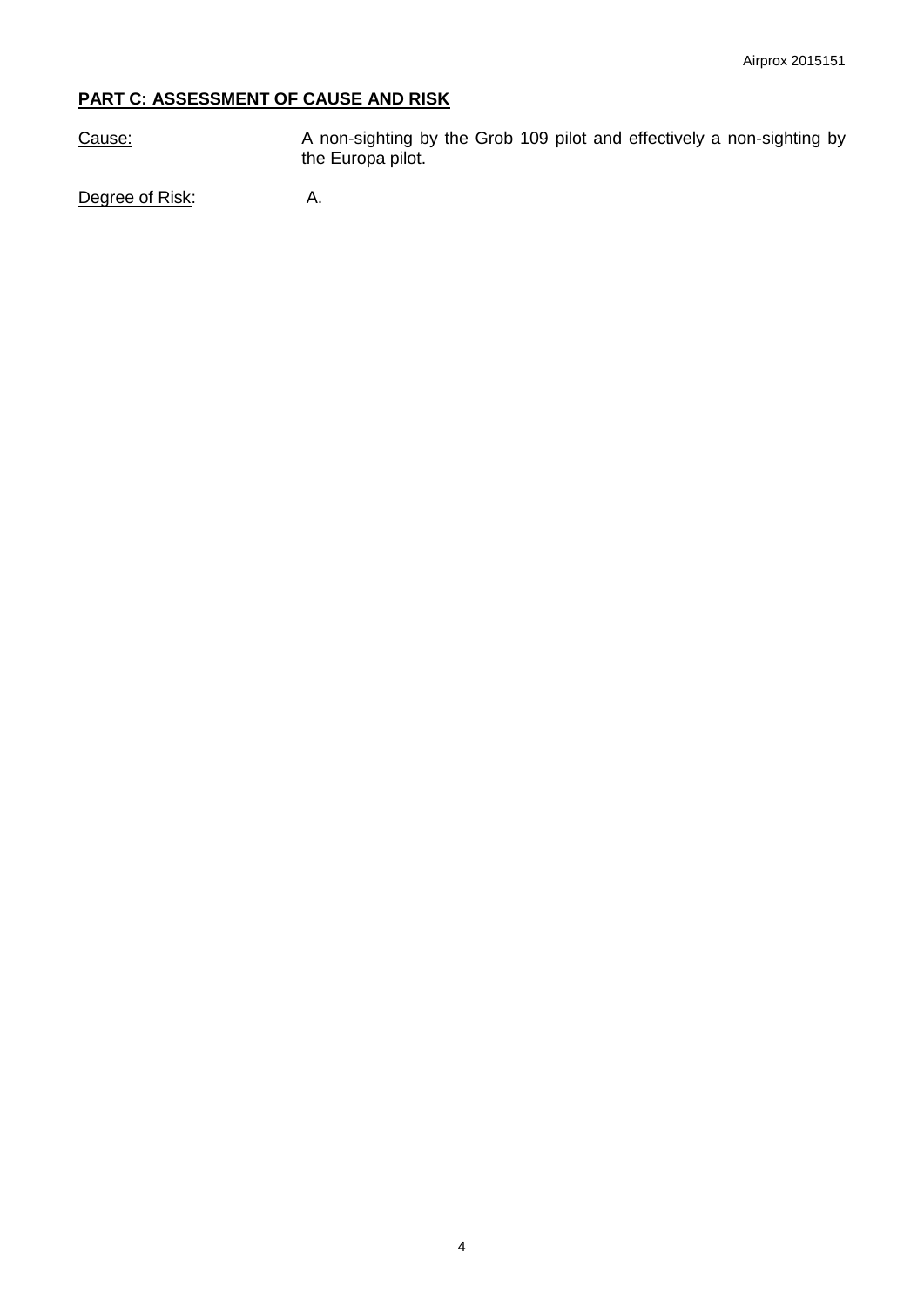**PART C: ASSESSMENT OF CAUSE AND RISK**

Cause: A non-sighting by the Grob 109 pilot and effectively a non-sighting by the Europa pilot.

Degree of Risk: A.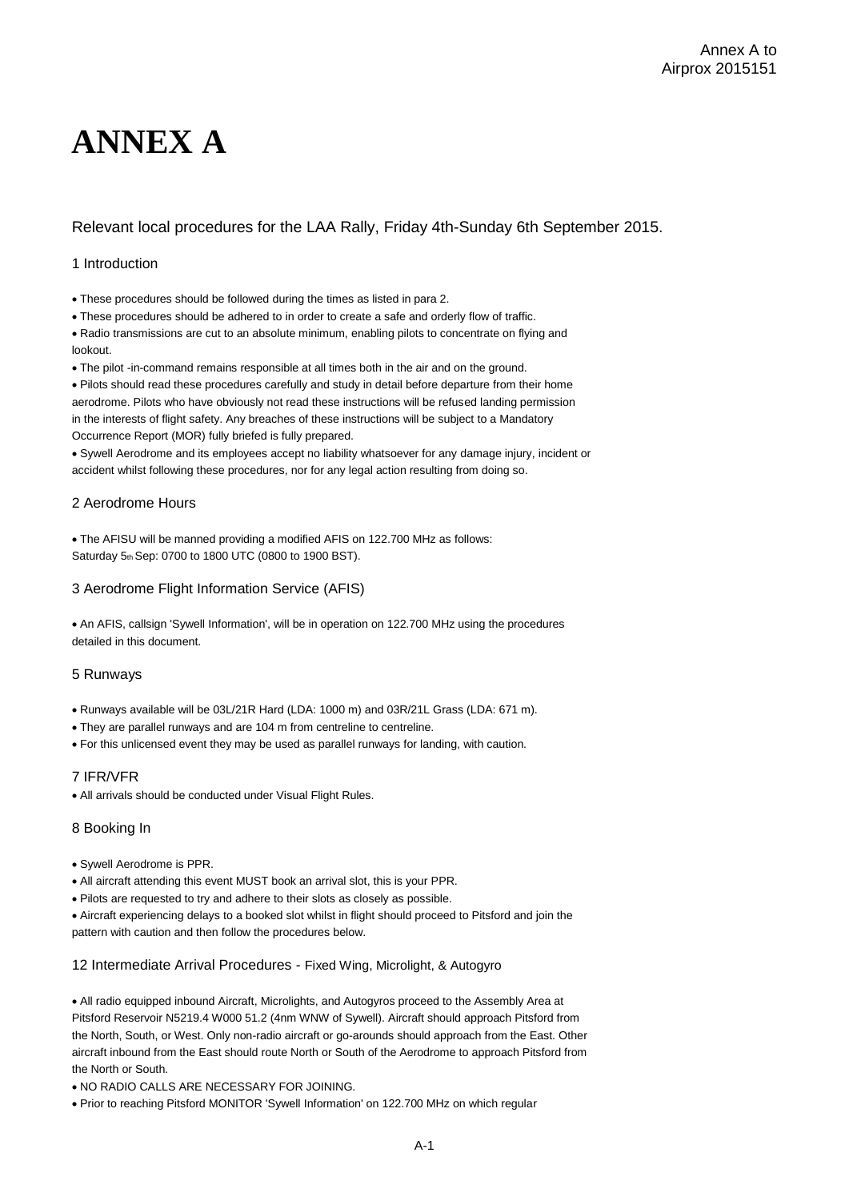# ANNEX A

Relevant local procedures for the LAA Rally, Friday 4th-Sunday 6th September 2015.

## 1 Introduction

- These procedures should be followed during the times as listed in para 2.
- These procedures should be adhered to in order to create a safe and orderly flow of traffic.
- Radio transmissions are cut to an absolute minimum, enabling pilots to concentrate on flying and lookout.
- The pilot -in-command remains responsible at all times both in the air and on the ground.
- Pilots should read these procedures carefully and study in detail before departure from their home aerodrome. Pilots who have obviously not read these instructions will be refused landing permission in the interests of flight safety. Any breaches of these instructions will be subject to a Mandatory Occurrence Report (MOR) fully briefed is fully prepared.
- Sywell Aerodrome and its employees accept no liability whatsoever for any damage injury, incident or accident whilst following these procedures, nor for any legal action resulting from doing so.

## 2 Aerodrome Hours

- The AFISU will be manned providing a modified AFIS on 122.700 MHz as follows:
Saturday 5th Sep: 0700 to 1800 UTC (0800 to 1900 BST).

## 3 Aerodrome Flight Information Service (AFIS)

- An AFIS, callsign 'Sywell Information', will be in operation on 122.700 MHz using the procedures detailed in this document.

## 5 Runways

- Runways available will be 03L/21R Hard (LDA: 1000 m) and 03R/21L Grass (LDA: 671 m).
- They are parallel runways and are 104 m from centreline to centreline.
- For this unlicensed event they may be used as parallel runways for landing, with caution.

## 7 IFR/VFR

- All arrivals should be conducted under Visual Flight Rules.

## 8 Booking In

- Sywell Aerodrome is PPR.
- All aircraft attending this event MUST book an arrival slot, this is your PPR.
- Pilots are requested to try and adhere to their slots as closely as possible.
- Aircraft experiencing delays to a booked slot whilst in flight should proceed to Pitsford and join the pattern with caution and then follow the procedures below.

## 12 Intermediate Arrival Procedures - Fixed Wing, Microlight, & Autogyro

- All radio equipped inbound Aircraft, Microlights, and Autogyros proceed to the Assembly Area at Pitsford Reservoir N5219.4 W000 51.2 (4nm WNW of Sywell). Aircraft should approach Pitsford from the North, South, or West. Only non-radio aircraft or go-arounds should approach from the East. Other aircraft inbound from the East should route North or South of the Aerodrome to approach Pitsford from the North or South.
- NO RADIO CALLS ARE NECESSARY FOR JOINING.
- Prior to reaching Pitsford MONITOR 'Sywell Information' on 122.700 MHz on which regular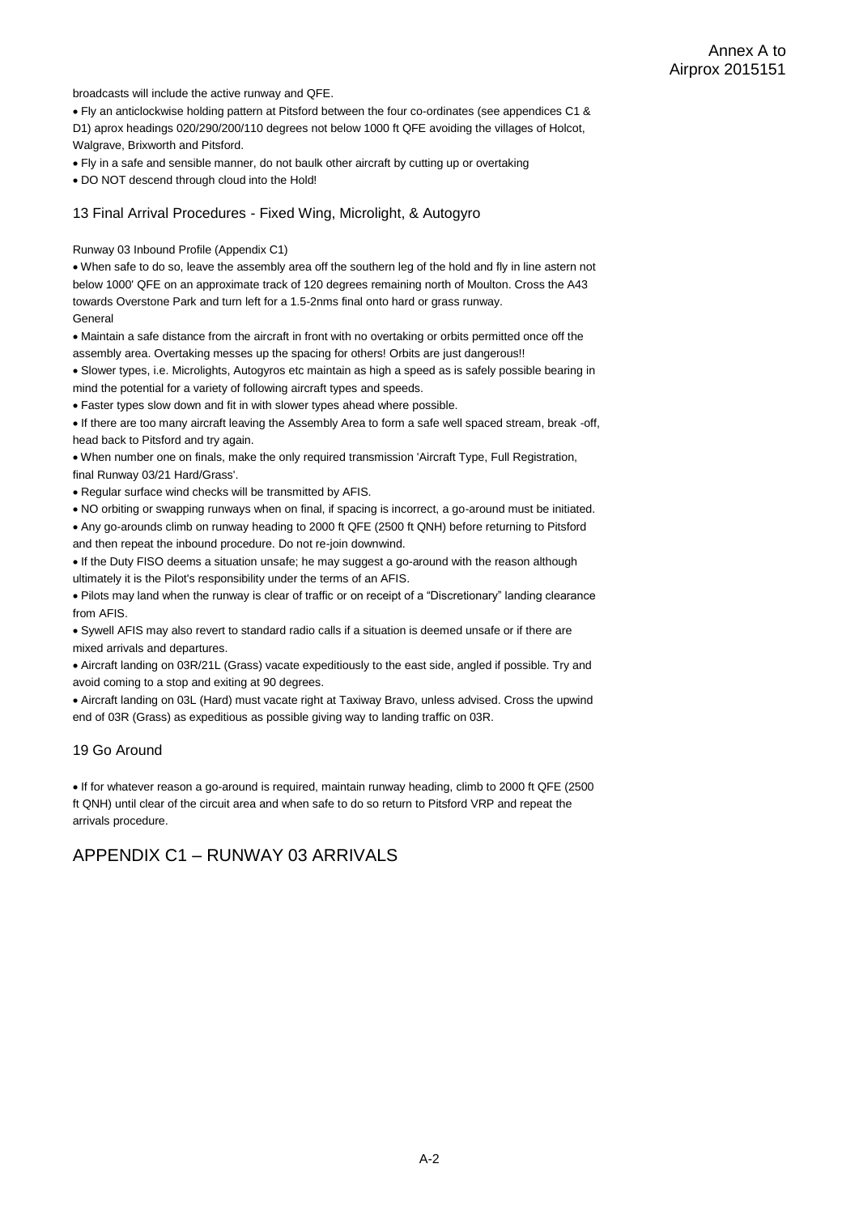broadcasts will include the active runway and QFE.

- Fly an anticlockwise holding pattern at Pitsford between the four co-ordinates (see appendices C1 & D1) aprox headings 020/290/200/110 degrees not below 1000 ft QFE avoiding the villages of Holcot, Walgrave, Brixworth and Pitsford.
- Fly in a safe and sensible manner, do not baulk other aircraft by cutting up or overtaking
- DO NOT descend through cloud into the Hold!

## 13 Final Arrival Procedures - Fixed Wing, Microlight, & Autogyro

Runway 03 Inbound Profile (Appendix C1)

- When safe to do so, leave the assembly area off the southern leg of the hold and fly in line astern not below 1000' QFE on an approximate track of 120 degrees remaining north of Moulton. Cross the A43 towards Overstone Park and turn left for a 1.5-2nms final onto hard or grass runway.

General

- Maintain a safe distance from the aircraft in front with no overtaking or orbits permitted once off the assembly area. Overtaking messes up the spacing for others! Orbits are just dangerous!!
- Slower types, i.e. Microlights, Autogyros etc maintain as high a speed as is safely possible bearing in mind the potential for a variety of following aircraft types and speeds.
- Faster types slow down and fit in with slower types ahead where possible.
- If there are too many aircraft leaving the Assembly Area to form a safe well spaced stream, break -off, head back to Pitsford and try again.
- When number one on finals, make the only required transmission 'Aircraft Type, Full Registration, final Runway 03/21 Hard/Grass'.
- Regular surface wind checks will be transmitted by AFIS.
- NO orbiting or swapping runways when on final, if spacing is incorrect, a go-around must be initiated.
- Any go-arounds climb on runway heading to 2000 ft QFE (2500 ft QNH) before returning to Pitsford and then repeat the inbound procedure. Do not re-join downwind.
- If the Duty FISO deems a situation unsafe; he may suggest a go-around with the reason although ultimately it is the Pilot's responsibility under the terms of an AFIS.
- Pilots may land when the runway is clear of traffic or on receipt of a "Discretionary" landing clearance from AFIS.
- Sywell AFIS may also revert to standard radio calls if a situation is deemed unsafe or if there are mixed arrivals and departures.
- Aircraft landing on 03R/21L (Grass) vacate expeditiously to the east side, angled if possible. Try and avoid coming to a stop and exiting at 90 degrees.
- Aircraft landing on 03L (Hard) must vacate right at Taxiway Bravo, unless advised. Cross the upwind end of 03R (Grass) as expeditious as possible giving way to landing traffic on 03R.

## 19 Go Around

- If for whatever reason a go-around is required, maintain runway heading, climb to 2000 ft QFE (2500 ft QNH) until clear of the circuit area and when safe to do so return to Pitsford VRP and repeat the arrivals procedure.

# APPENDIX C1 – RUNWAY 03 ARRIVALS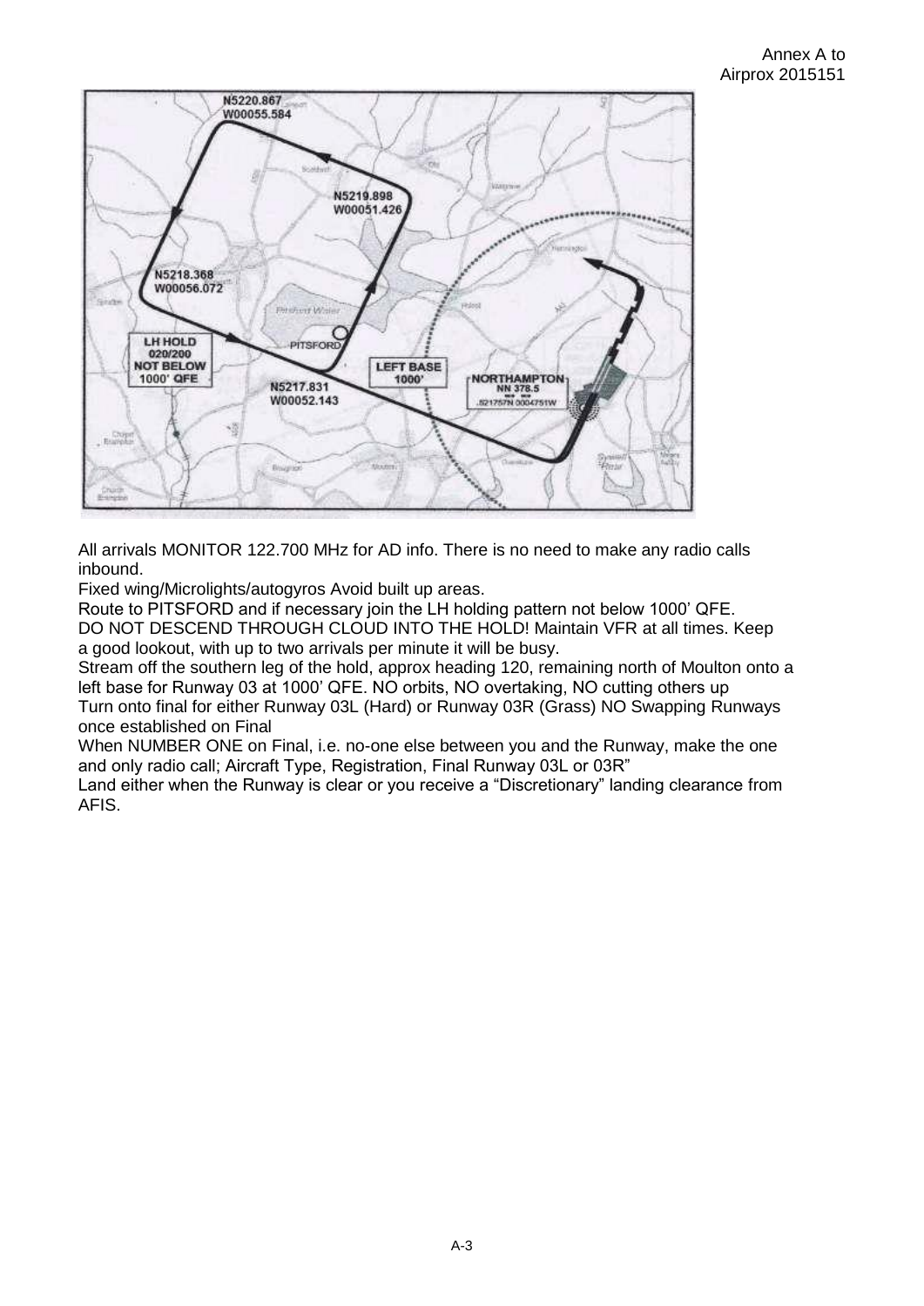All arrivals MONITOR 122.700 MHz for AD info. There is no need to make any radio calls inbound.

Fixed wing/Microlights/autogyros Avoid built up areas.

Route to PITSFORD and if necessary join the LH holding pattern not below 1000' QFE.

DO NOT DESCEND THROUGH CLOUD INTO THE HOLD! Maintain VFR at all times. Keep a good lookout, with up to two arrivals per minute it will be busy.

Stream off the southern leg of the hold, approx heading 120, remaining north of Moulton onto a left base for Runway 03 at 1000' QFE. NO orbits, NO overtaking, NO cutting others up

Turn onto final for either Runway 03L (Hard) or Runway 03R (Grass) NO Swapping Runways once established on Final

When NUMBER ONE on Final, i.e. no-one else between you and the Runway, make the one and only radio call; Aircraft Type, Registration, Final Runway 03L or 03R"

Land either when the Runway is clear or you receive a "Discretionary" landing clearance from AFIS.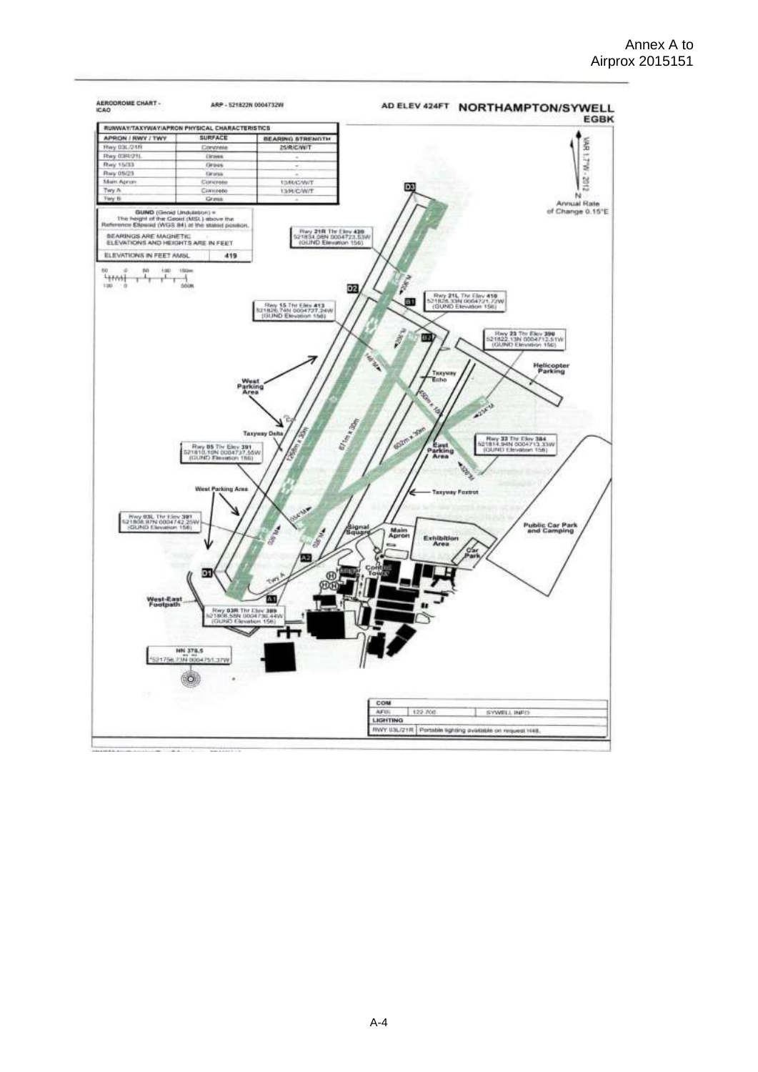Annex A to
Airprox 2015151

AERODROME CHART - ICAO

ARP - 521822N 0004732W

AD ELEV 424FT NORTHAMPTON/SYWELL

EGBK

RUNWAY/TAXIWAY/APRON PHYSICAL CHARACTERISTICS

| APRON / RWY / TWY | SURFACE | BEARING STRENGTH |
|---|---|---|
| Rwy 03L/21R | Concrete | 25/R/C/W/T |
| Rwy 03R/21L | Grass | - |
| Rwy 15/33 | Grass | - |
| Rwy 05/23 | Grass | - |
| Main Apron | Concrete | 13/R/C/W/T |
| Twy A | Concrete | 13/R/C/W/T |
| Twy B | Grass | - |

GUND (Geoid Undulation) = The height of the Geoid (MSL) above the Reference Ellipsoid (WGS 84) at the stated position.

BEARINGS ARE MAGNETIC
ELEVATIONS AND HEIGHTS ARE IN FEET

ELEVATIONS IN FEET AMSL 419

VAR 1.7°W - 2012
Annual Rate of Change 0.15°E

Rwy 21R Thr Elev 420
521834.08N 0004723.53W
(GUND Elevation 156)

Rwy 21L Thr Elev 410
521826.33N 0004721.72W
(GUND Elevation 156)

Rwy 15 Thr Elev 413
521826.74N 0004737.24W
(GUND Elevation 156)

Rwy 23 Thr Elev 390
521822.13N 0004712.51W
(GUND Elevation 156)

Helicopter Parking

West Parking Area

Taxyway Echo

Taxyway Delta

Rwy 05 Thr Elev 391
521810.10N 0004737.55W
(GUND Elevation 156)

Rwy 33 Thr Elev 384
521814.94N 0004713.33W
(GUND Elevation 156)

East Parking Area

Taxyway Foxtrot

West Parking Area

Rwy 03L Thr Elev 391
521808.97N 0004742.25W
(GUND Elevation 156)

Signal Square

Main Apron

Exhibition Area

Car Park

Public Car Park and Camping

Control Tower

Twy A

West-East Footpath

Rwy 03R Thr Elev 389
521806.58N 0004736.44W
(GUND Elevation 156)

NN 378.5
521756.73N 0004751.37W

D1 D2 D3 A1 A2 B1 B2

1298m x 30m
871m x 30m
602m x 30m
650m x 18m

| COM | | |
|---|---|---|
| AFIS | 122.700 | SYWELL INFO |
| LIGHTING | | |
| RWY 03L/21R | Portable lighting available on request H48. | |

A-4